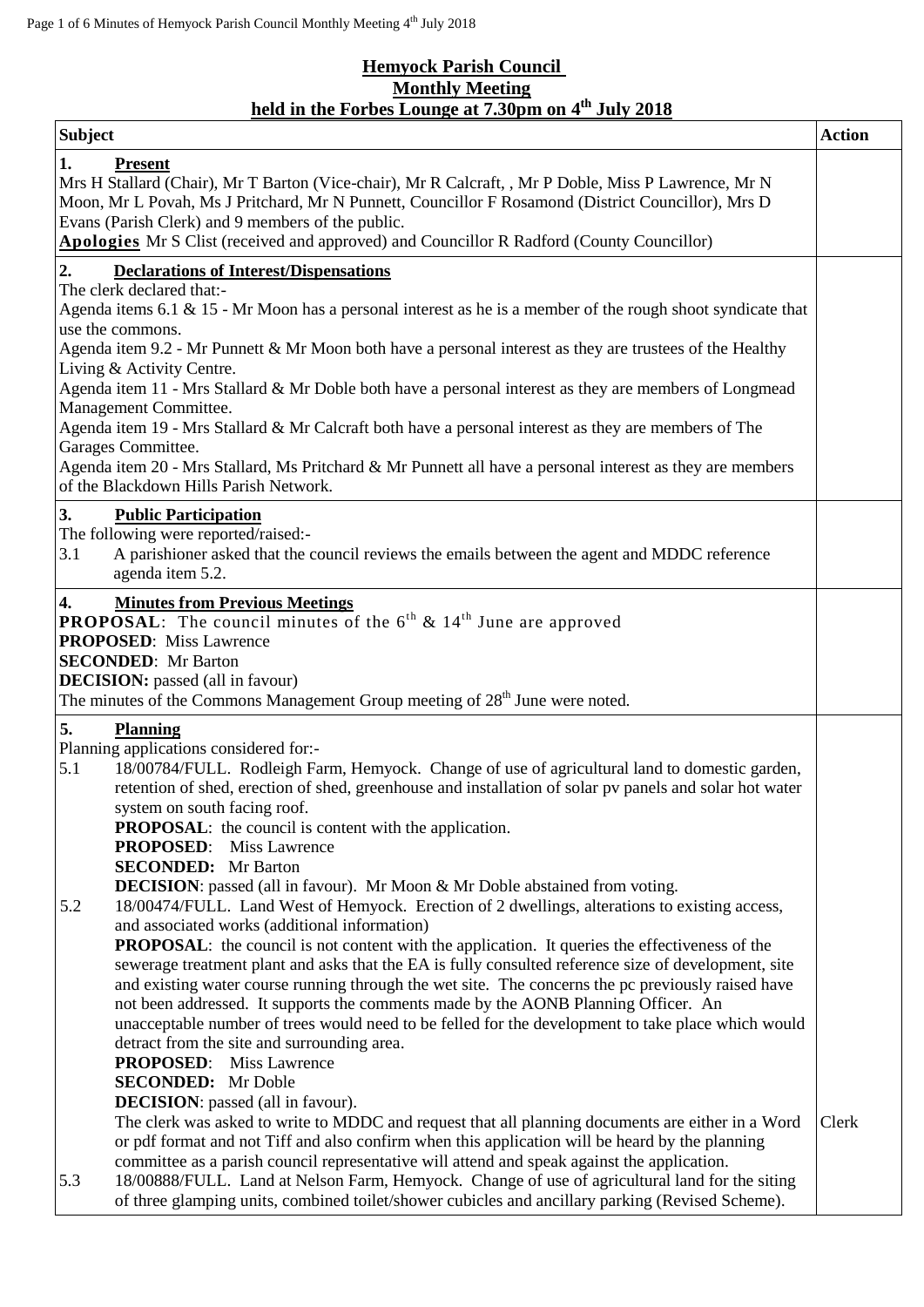**Hemyock Parish Council**
**Monthly Meeting**
**held in the Forbes Lounge at 7.30pm on 4th July 2018**

| Subject | Action |
|---|---|
| **1. Present**<br>Mrs H Stallard (Chair), Mr T Barton (Vice-chair), Mr R Calcraft, , Mr P Doble, Miss P Lawrence, Mr N Moon, Mr L Povah, Ms J Pritchard, Mr N Punnett, Councillor F Rosamond (District Councillor), Mrs D Evans (Parish Clerk) and 9 members of the public.<br>**Apologies** Mr S Clist (received and approved) and Councillor R Radford (County Councillor) | |
| **2. Declarations of Interest/Dispensations**<br>The clerk declared that:-<br>Agenda items 6.1 & 15 - Mr Moon has a personal interest as he is a member of the rough shoot syndicate that use the commons.<br>Agenda item 9.2 - Mr Punnett & Mr Moon both have a personal interest as they are trustees of the Healthy Living & Activity Centre.<br>Agenda item 11 - Mrs Stallard & Mr Doble both have a personal interest as they are members of Longmead Management Committee.<br>Agenda item 19 - Mrs Stallard & Mr Calcraft both have a personal interest as they are members of The Garages Committee.<br>Agenda item 20 - Mrs Stallard, Ms Pritchard & Mr Punnett all have a personal interest as they are members of the Blackdown Hills Parish Network. | |
| **3. Public Participation**<br>The following were reported/raised:-<br>3.1 A parishioner asked that the council reviews the emails between the agent and MDDC reference agenda item 5.2. | |
| **4. Minutes from Previous Meetings**<br>**PROPOSAL**: The council minutes of the 6th & 14th June are approved<br>**PROPOSED**: Miss Lawrence<br>**SECONDED**: Mr Barton<br>**DECISION:** passed (all in favour)<br>The minutes of the Commons Management Group meeting of 28th June were noted. | |
| **5. Planning**<br>Planning applications considered for:-<br>5.1 18/00784/FULL. Rodleigh Farm, Hemyock. Change of use of agricultural land to domestic garden, retention of shed, erection of shed, greenhouse and installation of solar pv panels and solar hot water system on south facing roof.<br>**PROPOSAL**: the council is content with the application.<br>**PROPOSED**: Miss Lawrence<br>**SECONDED:** Mr Barton<br>**DECISION**: passed (all in favour). Mr Moon & Mr Doble abstained from voting.<br>5.2 18/00474/FULL. Land West of Hemyock. Erection of 2 dwellings, alterations to existing access, and associated works (additional information)<br>**PROPOSAL**: the council is not content with the application. It queries the effectiveness of the sewerage treatment plant and asks that the EA is fully consulted reference size of development, site and existing water course running through the wet site. The concerns the pc previously raised have not been addressed. It supports the comments made by the AONB Planning Officer. An unacceptable number of trees would need to be felled for the development to take place which would detract from the site and surrounding area.<br>**PROPOSED**: Miss Lawrence<br>**SECONDED:** Mr Doble<br>**DECISION**: passed (all in favour).<br>The clerk was asked to write to MDDC and request that all planning documents are either in a Word or pdf format and not Tiff and also confirm when this application will be heard by the planning committee as a parish council representative will attend and speak against the application.<br>5.3 18/00888/FULL. Land at Nelson Farm, Hemyock. Change of use of agricultural land for the siting of three glamping units, combined toilet/shower cubicles and ancillary parking (Revised Scheme). | Clerk |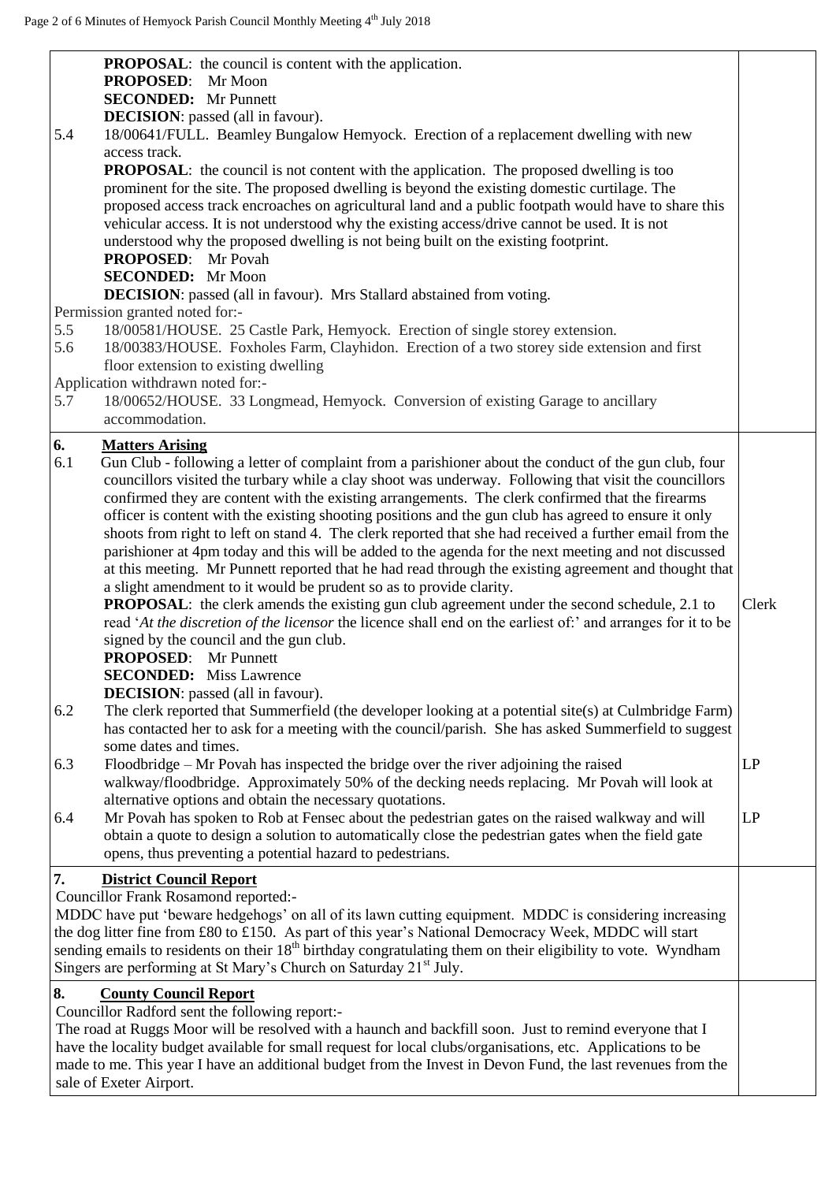**PROPOSAL**: the council is content with the application.
**PROPOSED**: Mr Moon
**SECONDED:** Mr Punnett
**DECISION**: passed (all in favour).

5.4 18/00641/FULL. Beamley Bungalow Hemyock. Erection of a replacement dwelling with new access track.
**PROPOSAL**: the council is not content with the application. The proposed dwelling is too prominent for the site. The proposed dwelling is beyond the existing domestic curtilage. The proposed access track encroaches on agricultural land and a public footpath would have to share this vehicular access. It is not understood why the existing access/drive cannot be used. It is not understood why the proposed dwelling is not being built on the existing footprint.
**PROPOSED**: Mr Povah
**SECONDED:** Mr Moon
**DECISION**: passed (all in favour). Mrs Stallard abstained from voting.

Permission granted noted for:-

5.5 18/00581/HOUSE. 25 Castle Park, Hemyock. Erection of single storey extension.
5.6 18/00383/HOUSE. Foxholes Farm, Clayhidon. Erection of a two storey side extension and first floor extension to existing dwelling

Application withdrawn noted for:-

5.7 18/00652/HOUSE. 33 Longmead, Hemyock. Conversion of existing Garage to ancillary accommodation.

## 6. Matters Arising

6.1 Gun Club - following a letter of complaint from a parishioner about the conduct of the gun club, four councillors visited the turbary while a clay shoot was underway. Following that visit the councillors confirmed they are content with the existing arrangements. The clerk confirmed that the firearms officer is content with the existing shooting positions and the gun club has agreed to ensure it only shoots from right to left on stand 4. The clerk reported that she had received a further email from the parishioner at 4pm today and this will be added to the agenda for the next meeting and not discussed at this meeting. Mr Punnett reported that he had read through the existing agreement and thought that a slight amendment to it would be prudent so as to provide clarity.
**PROPOSAL**: the clerk amends the existing gun club agreement under the second schedule, 2.1 to read '*At the discretion of the licensor* the licence shall end on the earliest of:' and arranges for it to be signed by the council and the gun club. — **Clerk**
**PROPOSED**: Mr Punnett
**SECONDED:** Miss Lawrence
**DECISION**: passed (all in favour).

6.2 The clerk reported that Summerfield (the developer looking at a potential site(s) at Culmbridge Farm) has contacted her to ask for a meeting with the council/parish. She has asked Summerfield to suggest some dates and times.

6.3 Floodbridge – Mr Povah has inspected the bridge over the river adjoining the raised walkway/floodbridge. Approximately 50% of the decking needs replacing. Mr Povah will look at alternative options and obtain the necessary quotations. — **LP**

6.4 Mr Povah has spoken to Rob at Fensec about the pedestrian gates on the raised walkway and will obtain a quote to design a solution to automatically close the pedestrian gates when the field gate opens, thus preventing a potential hazard to pedestrians. — **LP**

## 7. District Council Report

Councillor Frank Rosamond reported:-

MDDC have put 'beware hedgehogs' on all of its lawn cutting equipment. MDDC is considering increasing the dog litter fine from £80 to £150. As part of this year's National Democracy Week, MDDC will start sending emails to residents on their 18th birthday congratulating them on their eligibility to vote. Wyndham Singers are performing at St Mary's Church on Saturday 21st July.

## 8. County Council Report

Councillor Radford sent the following report:-

The road at Ruggs Moor will be resolved with a haunch and backfill soon. Just to remind everyone that I have the locality budget available for small request for local clubs/organisations, etc. Applications to be made to me. This year I have an additional budget from the Invest in Devon Fund, the last revenues from the sale of Exeter Airport.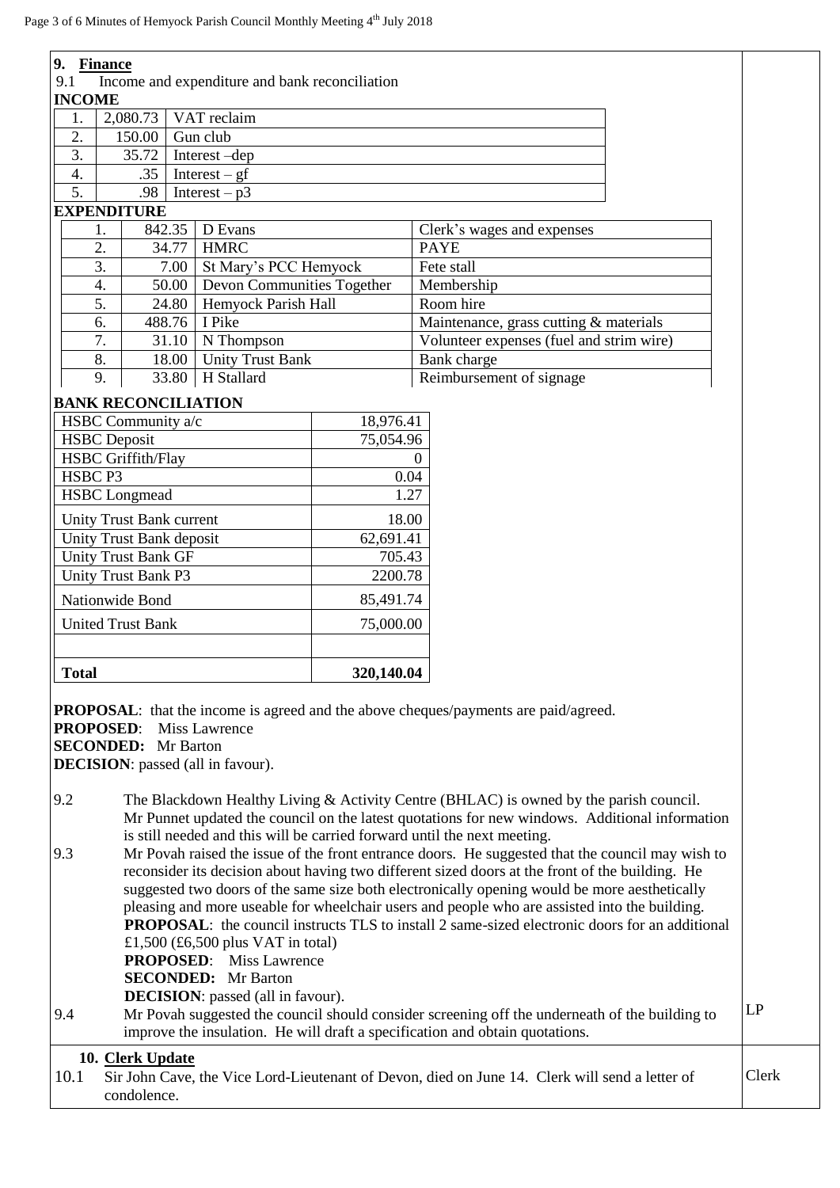## 9. Finance

9.1 Income and expenditure and bank reconciliation

**INCOME**

| | | |
|---|---|---|
| 1. | 2,080.73 | VAT reclaim |
| 2. | 150.00 | Gun club |
| 3. | 35.72 | Interest –dep |
| 4. | .35 | Interest – gf |
| 5. | .98 | Interest – p3 |

**EXPENDITURE**

| | | | |
|---|---|---|---|
| 1. | 842.35 | D Evans | Clerk's wages and expenses |
| 2. | 34.77 | HMRC | PAYE |
| 3. | 7.00 | St Mary's PCC Hemyock | Fete stall |
| 4. | 50.00 | Devon Communities Together | Membership |
| 5. | 24.80 | Hemyock Parish Hall | Room hire |
| 6. | 488.76 | I Pike | Maintenance, grass cutting & materials |
| 7. | 31.10 | N Thompson | Volunteer expenses (fuel and strim wire) |
| 8. | 18.00 | Unity Trust Bank | Bank charge |
| 9. | 33.80 | H Stallard | Reimbursement of signage |

**BANK RECONCILIATION**

| | |
|---|---|
| HSBC Community a/c | 18,976.41 |
| HSBC Deposit | 75,054.96 |
| HSBC Griffith/Flay | 0 |
| HSBC P3 | 0.04 |
| HSBC Longmead | 1.27 |
| Unity Trust Bank current | 18.00 |
| Unity Trust Bank deposit | 62,691.41 |
| Unity Trust Bank GF | 705.43 |
| Unity Trust Bank P3 | 2200.78 |
| Nationwide Bond | 85,491.74 |
| United Trust Bank | 75,000.00 |
| | |
| **Total** | **320,140.04** |

**PROPOSAL**: that the income is agreed and the above cheques/payments are paid/agreed.
**PROPOSED**: Miss Lawrence
**SECONDED:** Mr Barton
**DECISION**: passed (all in favour).

9.2 The Blackdown Healthy Living & Activity Centre (BHLAC) is owned by the parish council. Mr Punnet updated the council on the latest quotations for new windows. Additional information is still needed and this will be carried forward until the next meeting.

9.3 Mr Povah raised the issue of the front entrance doors. He suggested that the council may wish to reconsider its decision about having two different sized doors at the front of the building. He suggested two doors of the same size both electronically opening would be more aesthetically pleasing and more useable for wheelchair users and people who are assisted into the building.
**PROPOSAL**: the council instructs TLS to install 2 same-sized electronic doors for an additional £1,500 (£6,500 plus VAT in total)
**PROPOSED**: Miss Lawrence
**SECONDED:** Mr Barton
**DECISION**: passed (all in favour).

9.4 Mr Povah suggested the council should consider screening off the underneath of the building to improve the insulation. He will draft a specification and obtain quotations. — LP

## 10. Clerk Update

10.1 Sir John Cave, the Vice Lord-Lieutenant of Devon, died on June 14. Clerk will send a letter of condolence. — Clerk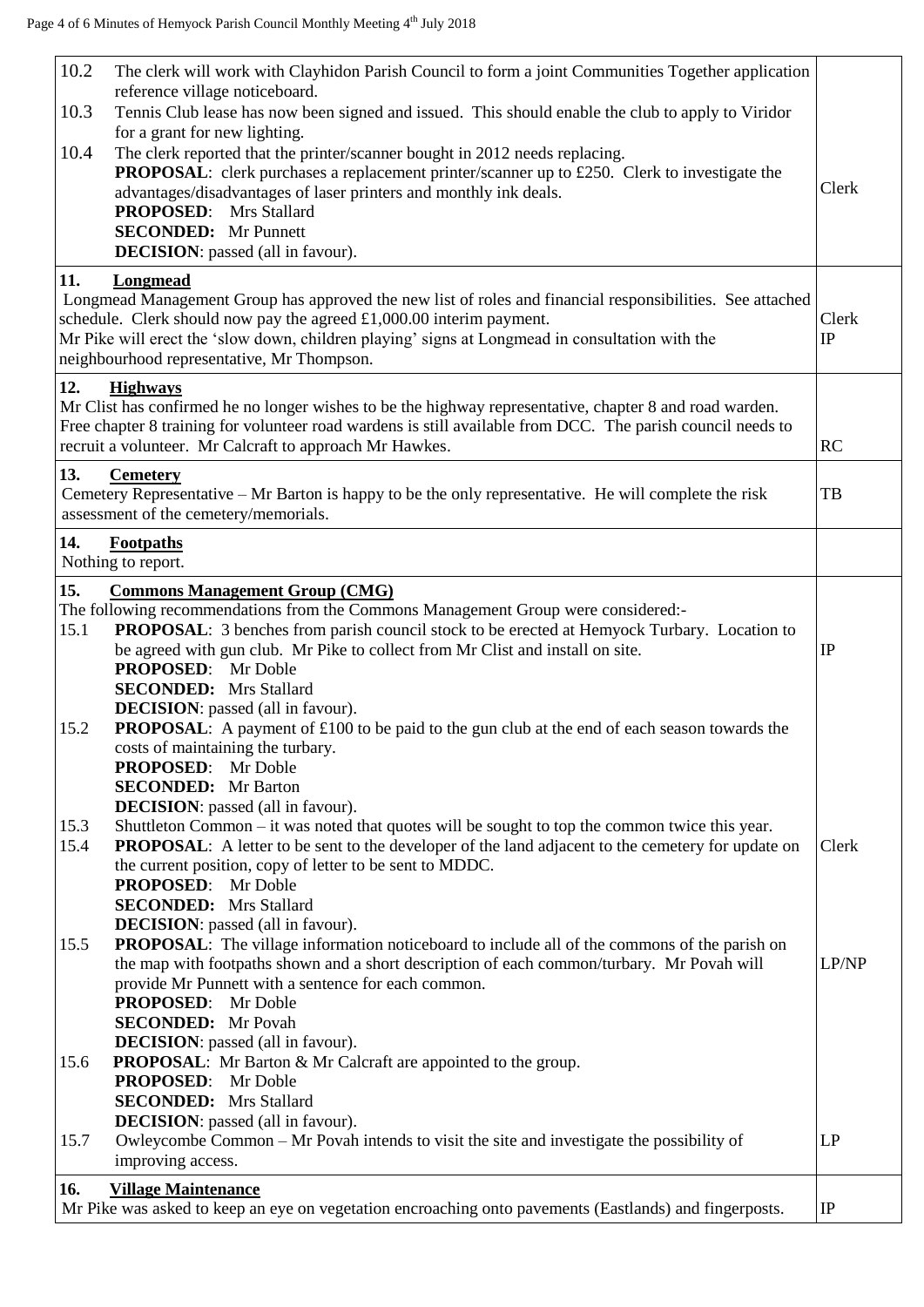| | |
|---|---|
| 10.2 The clerk will work with Clayhidon Parish Council to form a joint Communities Together application reference village noticeboard.<br>10.3 Tennis Club lease has now been signed and issued. This should enable the club to apply to Viridor for a grant for new lighting.<br>10.4 The clerk reported that the printer/scanner bought in 2012 needs replacing.<br>**PROPOSAL**: clerk purchases a replacement printer/scanner up to £250. Clerk to investigate the advantages/disadvantages of laser printers and monthly ink deals.<br>**PROPOSED**: Mrs Stallard<br>**SECONDED:** Mr Punnett<br>**DECISION**: passed (all in favour). | Clerk |
| **11. Longmead**<br>Longmead Management Group has approved the new list of roles and financial responsibilities. See attached schedule. Clerk should now pay the agreed £1,000.00 interim payment.<br>Mr Pike will erect the 'slow down, children playing' signs at Longmead in consultation with the neighbourhood representative, Mr Thompson. | Clerk<br>IP |
| **12. Highways**<br>Mr Clist has confirmed he no longer wishes to be the highway representative, chapter 8 and road warden. Free chapter 8 training for volunteer road wardens is still available from DCC. The parish council needs to recruit a volunteer. Mr Calcraft to approach Mr Hawkes. | RC |
| **13. Cemetery**<br>Cemetery Representative – Mr Barton is happy to be the only representative. He will complete the risk assessment of the cemetery/memorials. | TB |
| **14. Footpaths**<br>Nothing to report. | |
| **15. Commons Management Group (CMG)**<br>The following recommendations from the Commons Management Group were considered:-<br>15.1 **PROPOSAL**: 3 benches from parish council stock to be erected at Hemyock Turbary. Location to be agreed with gun club. Mr Pike to collect from Mr Clist and install on site.<br>**PROPOSED**: Mr Doble<br>**SECONDED:** Mrs Stallard<br>**DECISION**: passed (all in favour).<br>15.2 **PROPOSAL**: A payment of £100 to be paid to the gun club at the end of each season towards the costs of maintaining the turbary.<br>**PROPOSED**: Mr Doble<br>**SECONDED:** Mr Barton<br>**DECISION**: passed (all in favour).<br>15.3 Shuttleton Common – it was noted that quotes will be sought to top the common twice this year.<br>15.4 **PROPOSAL**: A letter to be sent to the developer of the land adjacent to the cemetery for update on the current position, copy of letter to be sent to MDDC.<br>**PROPOSED**: Mr Doble<br>**SECONDED:** Mrs Stallard<br>**DECISION**: passed (all in favour).<br>15.5 **PROPOSAL**: The village information noticeboard to include all of the commons of the parish on the map with footpaths shown and a short description of each common/turbary. Mr Povah will provide Mr Punnett with a sentence for each common.<br>**PROPOSED**: Mr Doble<br>**SECONDED:** Mr Povah<br>**DECISION**: passed (all in favour).<br>15.6 **PROPOSAL**: Mr Barton & Mr Calcraft are appointed to the group.<br>**PROPOSED**: Mr Doble<br>**SECONDED:** Mrs Stallard<br>**DECISION**: passed (all in favour).<br>15.7 Owleycombe Common – Mr Povah intends to visit the site and investigate the possibility of improving access. | IP<br><br><br><br><br><br><br><br>Clerk<br><br><br><br>LP/NP<br><br><br><br><br><br><br>LP |
| **16. Village Maintenance**<br>Mr Pike was asked to keep an eye on vegetation encroaching onto pavements (Eastlands) and fingerposts. | IP |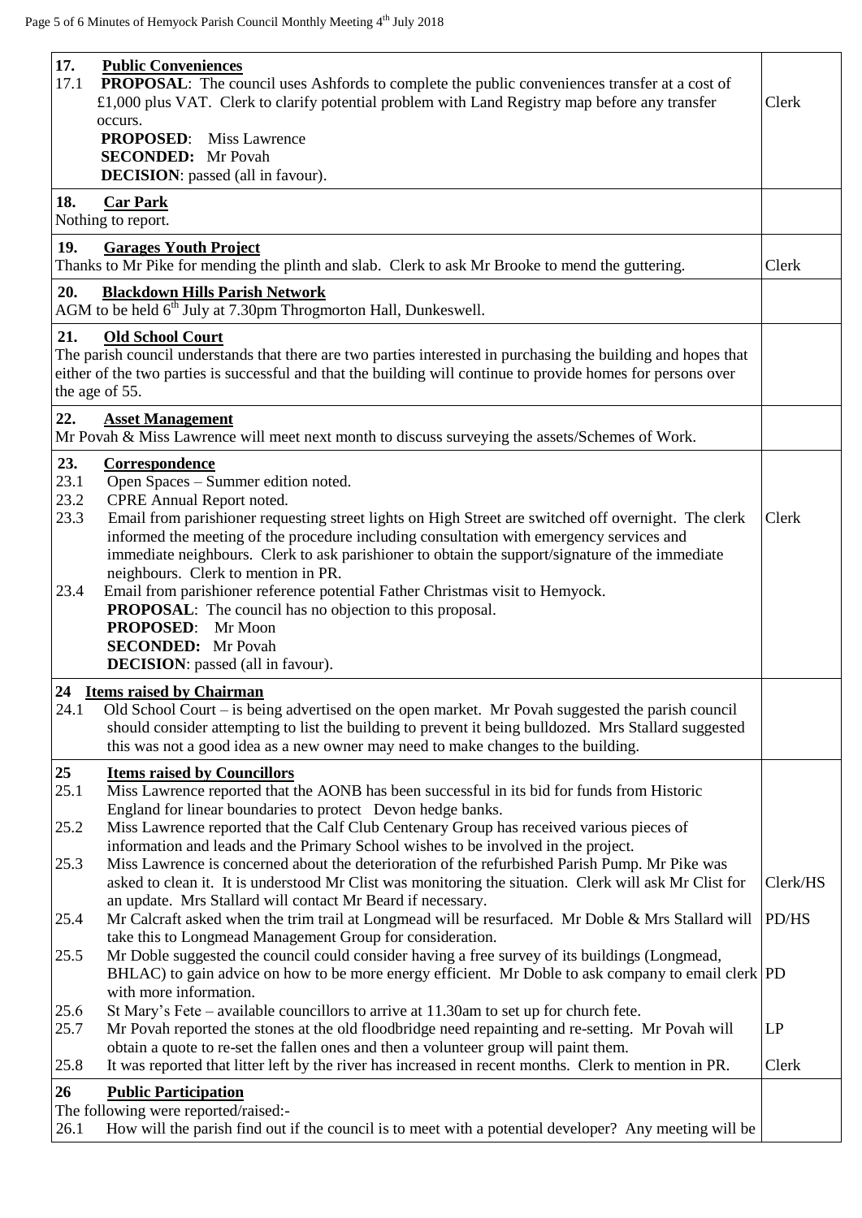| | |
|---|---|
| **17. Public Conveniences**<br>17.1 **PROPOSAL**: The council uses Ashfords to complete the public conveniences transfer at a cost of £1,000 plus VAT. Clerk to clarify potential problem with Land Registry map before any transfer occurs.<br>**PROPOSED**: Miss Lawrence<br>**SECONDED:** Mr Povah<br>**DECISION**: passed (all in favour). | Clerk |
| **18. Car Park**<br>Nothing to report. | |
| **19. Garages Youth Project**<br>Thanks to Mr Pike for mending the plinth and slab. Clerk to ask Mr Brooke to mend the guttering. | Clerk |
| **20. Blackdown Hills Parish Network**<br>AGM to be held 6th July at 7.30pm Throgmorton Hall, Dunkeswell. | |
| **21. Old School Court**<br>The parish council understands that there are two parties interested in purchasing the building and hopes that either of the two parties is successful and that the building will continue to provide homes for persons over the age of 55. | |
| **22. Asset Management**<br>Mr Povah & Miss Lawrence will meet next month to discuss surveying the assets/Schemes of Work. | |
| **23. Correspondence**<br>23.1 Open Spaces – Summer edition noted.<br>23.2 CPRE Annual Report noted.<br>23.3 Email from parishioner requesting street lights on High Street are switched off overnight. The clerk informed the meeting of the procedure including consultation with emergency services and immediate neighbours. Clerk to ask parishioner to obtain the support/signature of the immediate neighbours. Clerk to mention in PR.<br>23.4 Email from parishioner reference potential Father Christmas visit to Hemyock.<br>**PROPOSAL**: The council has no objection to this proposal.<br>**PROPOSED**: Mr Moon<br>**SECONDED:** Mr Povah<br>**DECISION**: passed (all in favour). | Clerk |
| **24 Items raised by Chairman**<br>24.1 Old School Court – is being advertised on the open market. Mr Povah suggested the parish council should consider attempting to list the building to prevent it being bulldozed. Mrs Stallard suggested this was not a good idea as a new owner may need to make changes to the building. | |
| **25 Items raised by Councillors**<br>25.1 Miss Lawrence reported that the AONB has been successful in its bid for funds from Historic England for linear boundaries to protect Devon hedge banks.<br>25.2 Miss Lawrence reported that the Calf Club Centenary Group has received various pieces of information and leads and the Primary School wishes to be involved in the project.<br>25.3 Miss Lawrence is concerned about the deterioration of the refurbished Parish Pump. Mr Pike was asked to clean it. It is understood Mr Clist was monitoring the situation. Clerk will ask Mr Clist for an update. Mrs Stallard will contact Mr Beard if necessary.<br>25.4 Mr Calcraft asked when the trim trail at Longmead will be resurfaced. Mr Doble & Mrs Stallard will take this to Longmead Management Group for consideration.<br>25.5 Mr Doble suggested the council could consider having a free survey of its buildings (Longmead, BHLAC) to gain advice on how to be more energy efficient. Mr Doble to ask company to email clerk with more information.<br>25.6 St Mary's Fete – available councillors to arrive at 11.30am to set up for church fete.<br>25.7 Mr Povah reported the stones at the old floodbridge need repainting and re-setting. Mr Povah will obtain a quote to re-set the fallen ones and then a volunteer group will paint them.<br>25.8 It was reported that litter left by the river has increased in recent months. Clerk to mention in PR. | Clerk/HS<br>PD/HS<br>PD<br>LP<br>Clerk |
| **26 Public Participation**<br>The following were reported/raised:-<br>26.1 How will the parish find out if the council is to meet with a potential developer? Any meeting will be | |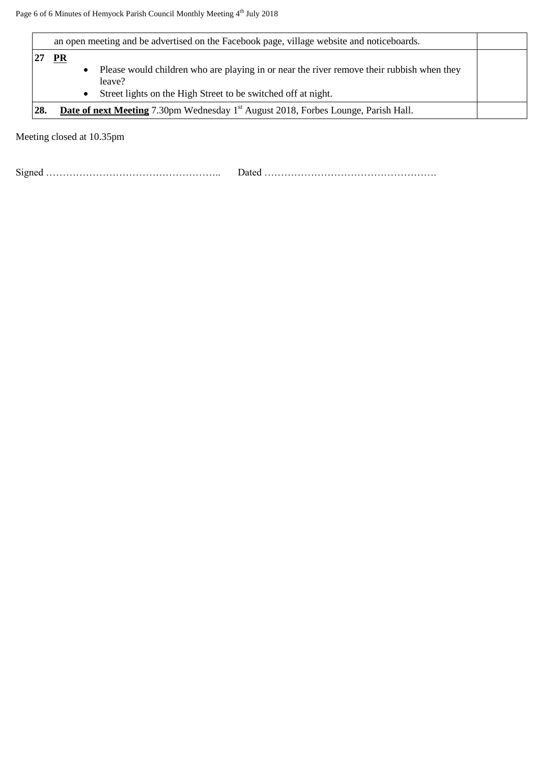| | | |
|---|---|---|
| | an open meeting and be advertised on the Facebook page, village website and noticeboards. | |
| **27** | **PR**<br>• Please would children who are playing in or near the river remove their rubbish when they leave?<br>• Street lights on the High Street to be switched off at night. | |
| **28.** | **Date of next Meeting** 7.30pm Wednesday 1st August 2018, Forbes Lounge, Parish Hall. | |

Meeting closed at 10.35pm

Signed …………………………………………….. Dated …………………………………………….